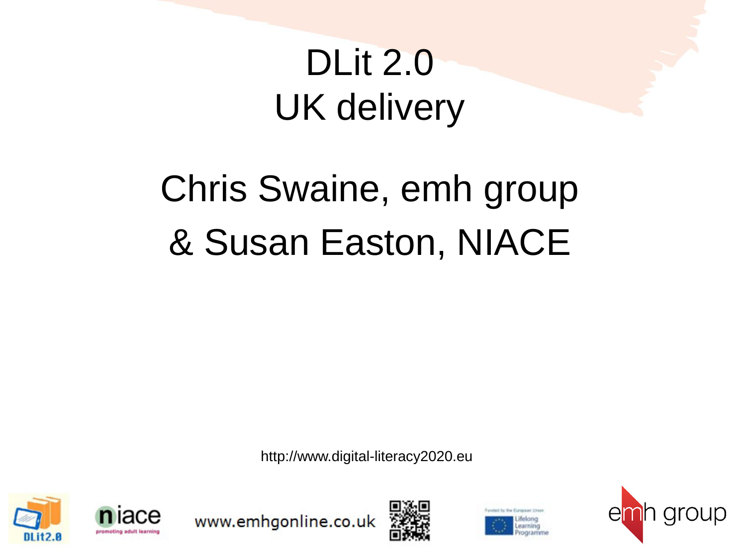# DLit 2.0
# UK delivery

## Chris Swaine, emh group
## & Susan Easton, NIACE

http://www.digital-literacy2020.eu

www.emhgonline.co.uk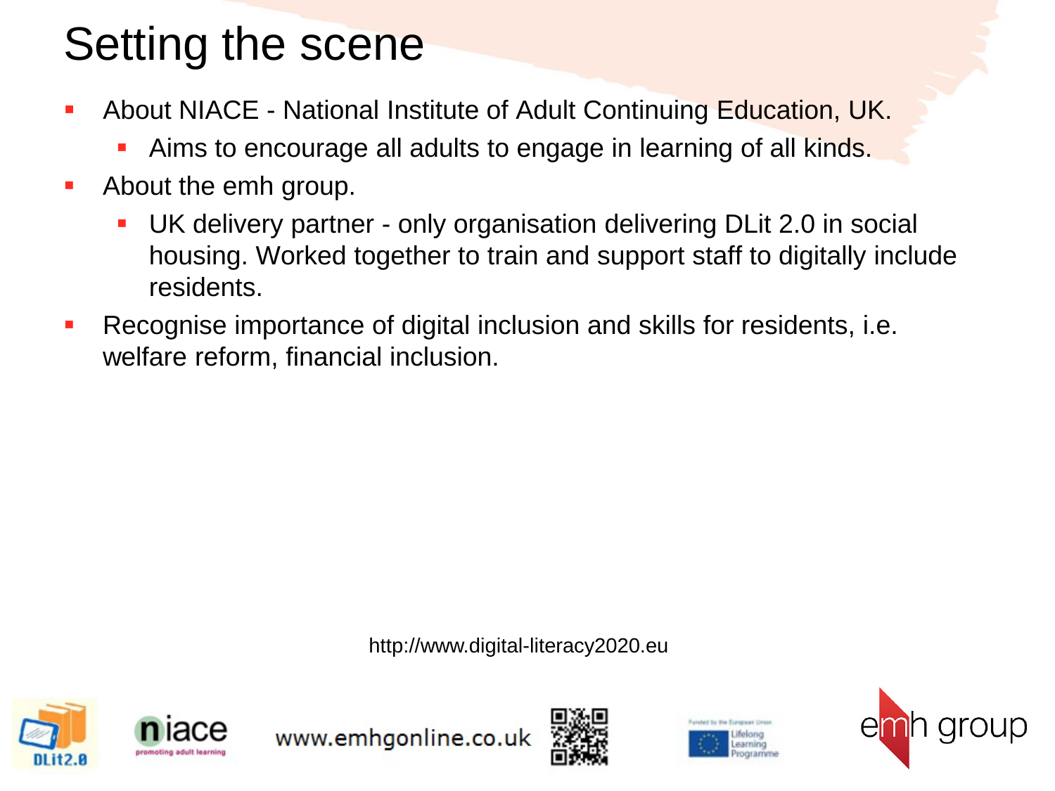# Setting the scene

- About NIACE - National Institute of Adult Continuing Education, UK.
  - Aims to encourage all adults to engage in learning of all kinds.
- About the emh group.
  - UK delivery partner - only organisation delivering DLit 2.0 in social housing. Worked together to train and support staff to digitally include residents.
- Recognise importance of digital inclusion and skills for residents, i.e. welfare reform, financial inclusion.

http://www.digital-literacy2020.eu

www.emhgonline.co.uk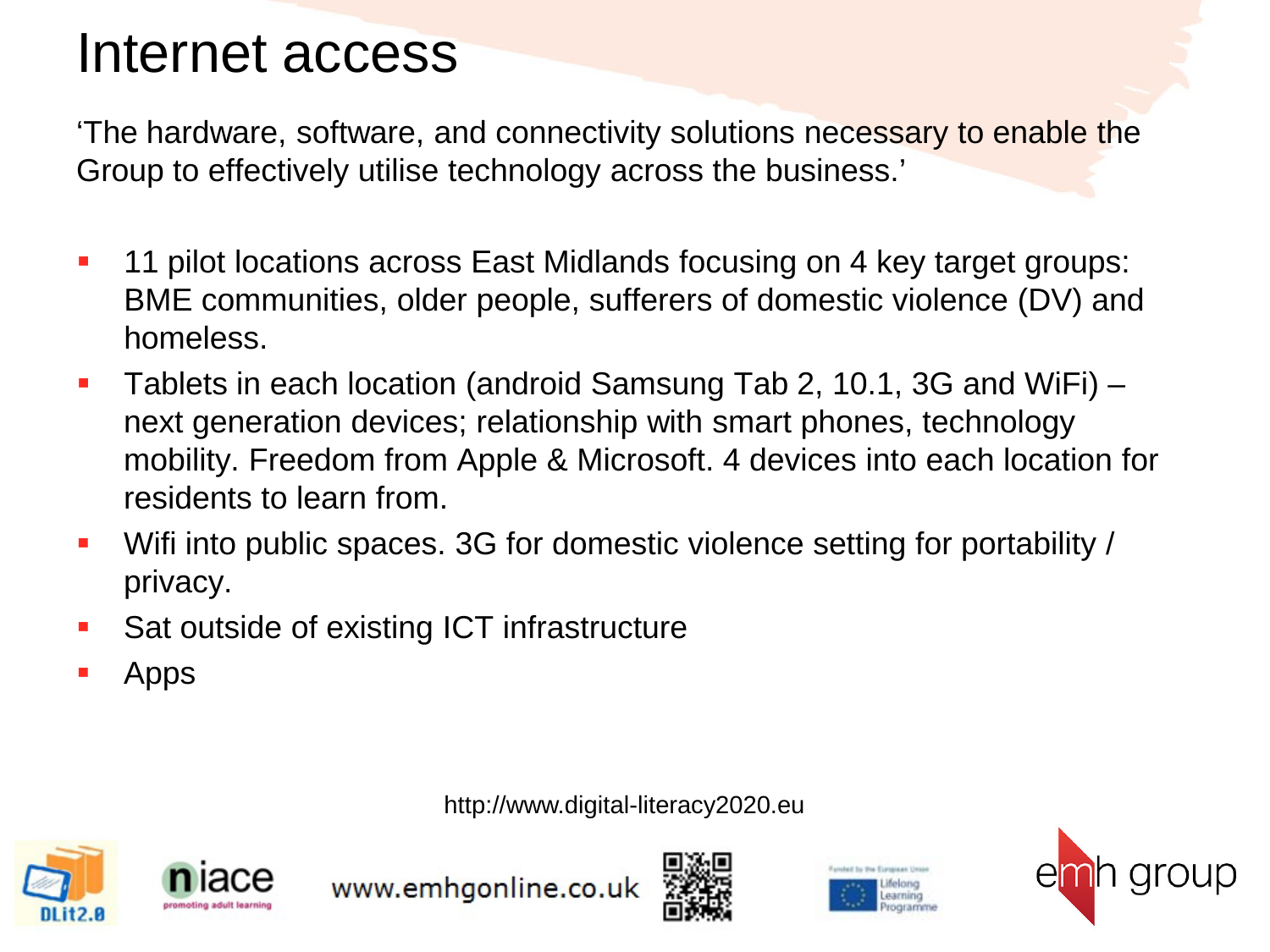# Internet access

'The hardware, software, and connectivity solutions necessary to enable the Group to effectively utilise technology across the business.'

- 11 pilot locations across East Midlands focusing on 4 key target groups: BME communities, older people, sufferers of domestic violence (DV) and homeless.
- Tablets in each location (android Samsung Tab 2, 10.1, 3G and WiFi) – next generation devices; relationship with smart phones, technology mobility. Freedom from Apple & Microsoft. 4 devices into each location for residents to learn from.
- Wifi into public spaces. 3G for domestic violence setting for portability / privacy.
- Sat outside of existing ICT infrastructure
- Apps

http://www.digital-literacy2020.eu

www.emhgonline.co.uk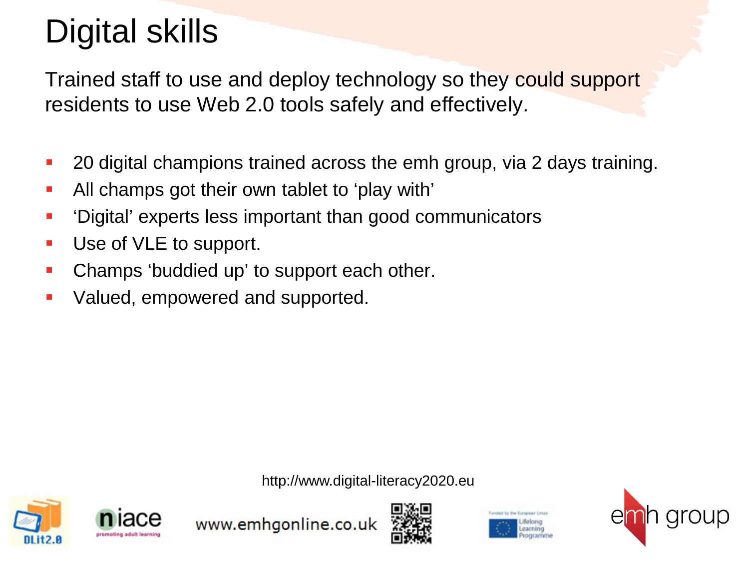# Digital skills

Trained staff to use and deploy technology so they could support residents to use Web 2.0 tools safely and effectively.

- 20 digital champions trained across the emh group, via 2 days training.
- All champs got their own tablet to 'play with'
- 'Digital' experts less important than good communicators
- Use of VLE to support.
- Champs 'buddied up' to support each other.
- Valued, empowered and supported.

http://www.digital-literacy2020.eu

www.emhgonline.co.uk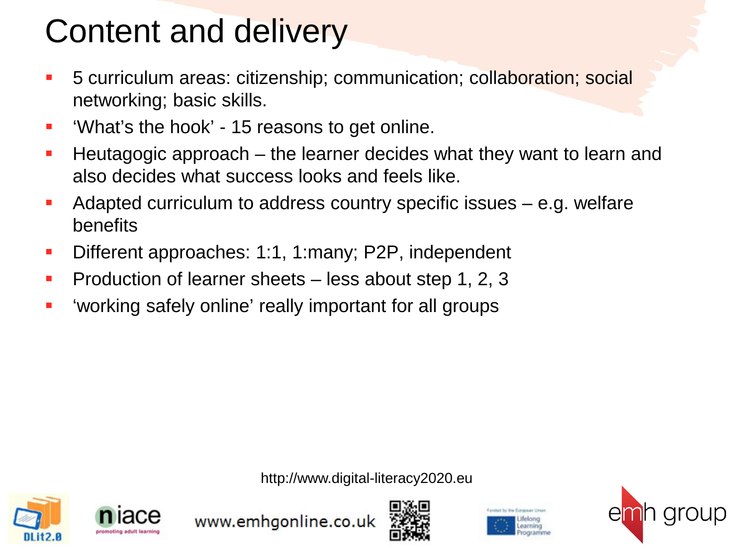# Content and delivery

- 5 curriculum areas: citizenship; communication; collaboration; social networking; basic skills.
- 'What's the hook' - 15 reasons to get online.
- Heutagogic approach – the learner decides what they want to learn and also decides what success looks and feels like.
- Adapted curriculum to address country specific issues – e.g. welfare benefits
- Different approaches: 1:1, 1:many; P2P, independent
- Production of learner sheets – less about step 1, 2, 3
- 'working safely online' really important for all groups

http://www.digital-literacy2020.eu

www.emhgonline.co.uk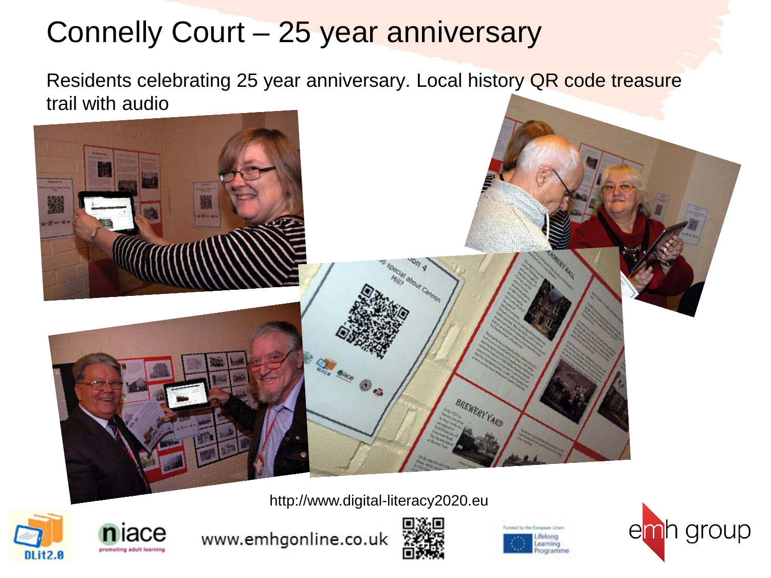# Connelly Court – 25 year anniversary

Residents celebrating 25 year anniversary. Local history QR code treasure trail with audio

http://www.digital-literacy2020.eu

www.emhgonline.co.uk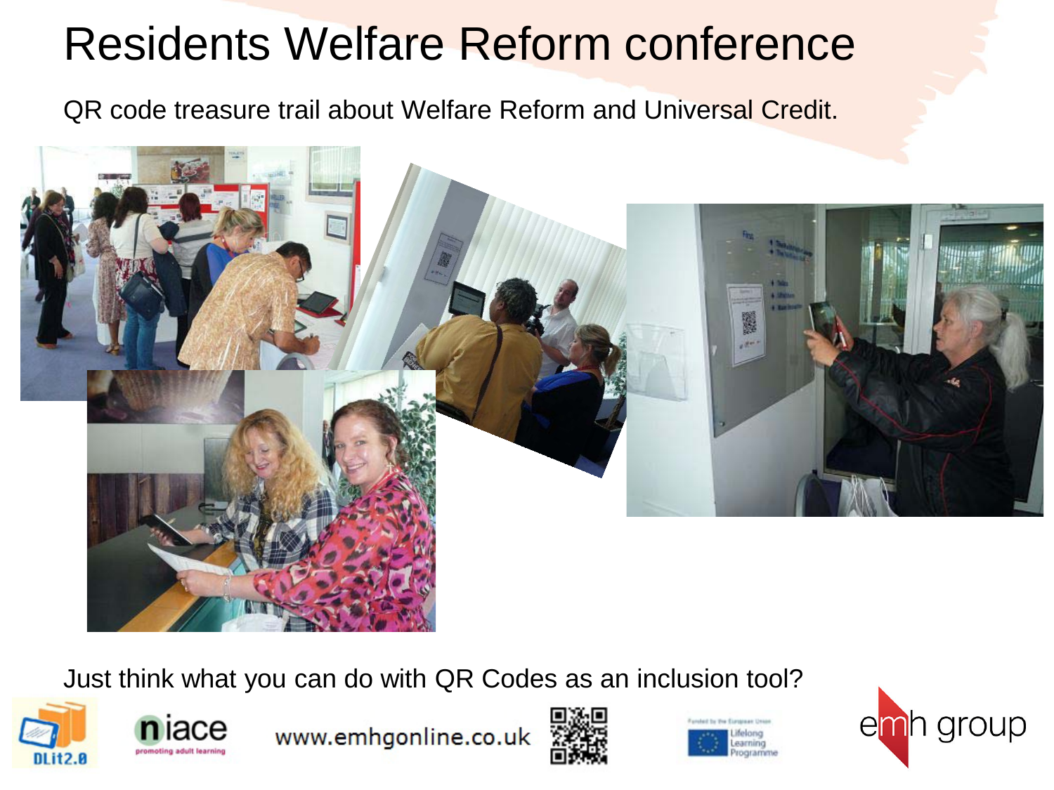# Residents Welfare Reform conference

QR code treasure trail about Welfare Reform and Universal Credit.

Just think what you can do with QR Codes as an inclusion tool?

www.emhgonline.co.uk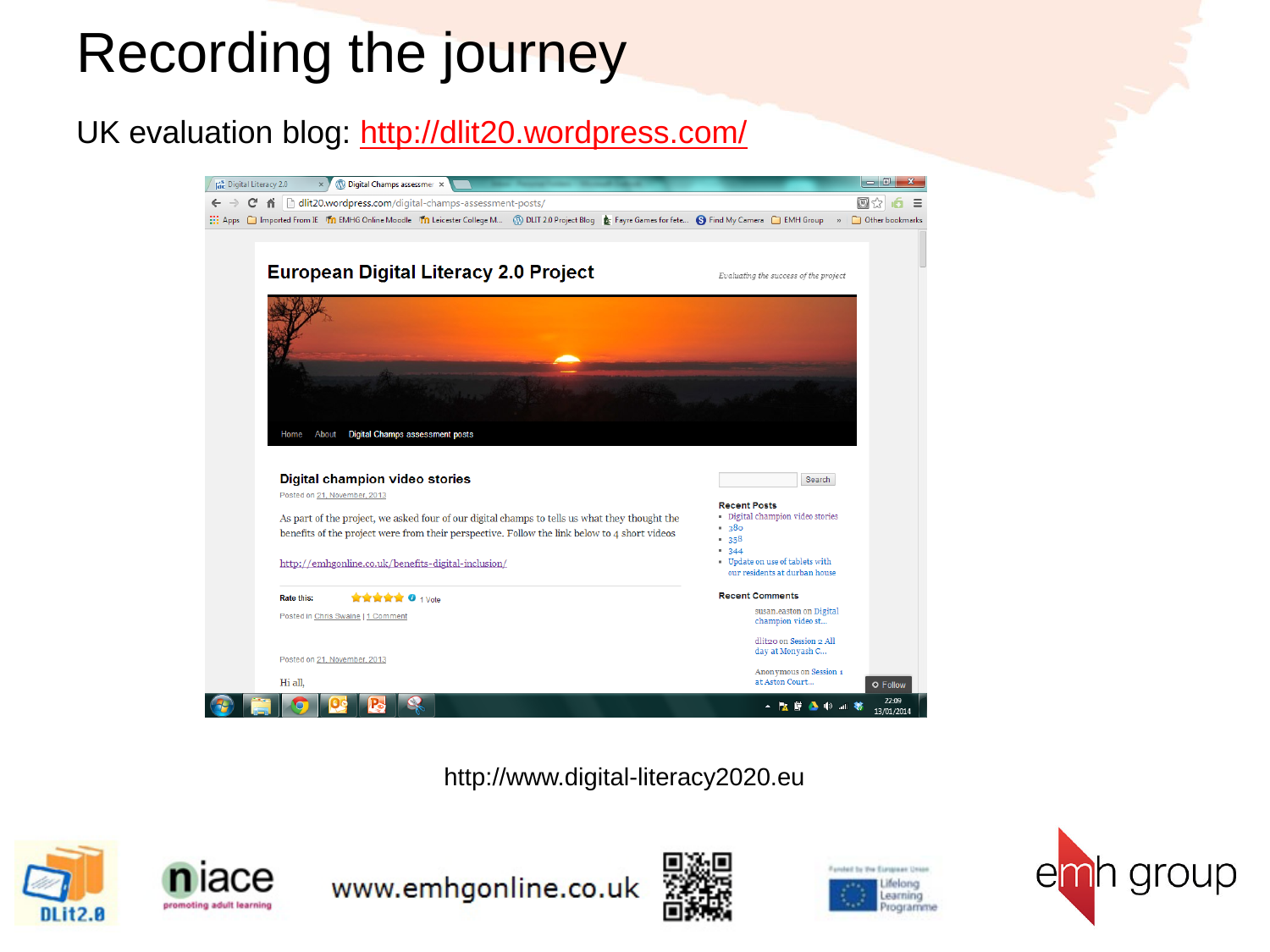# Recording the journey

UK evaluation blog: http://dlit20.wordpress.com/

http://www.digital-literacy2020.eu

www.emhgonline.co.uk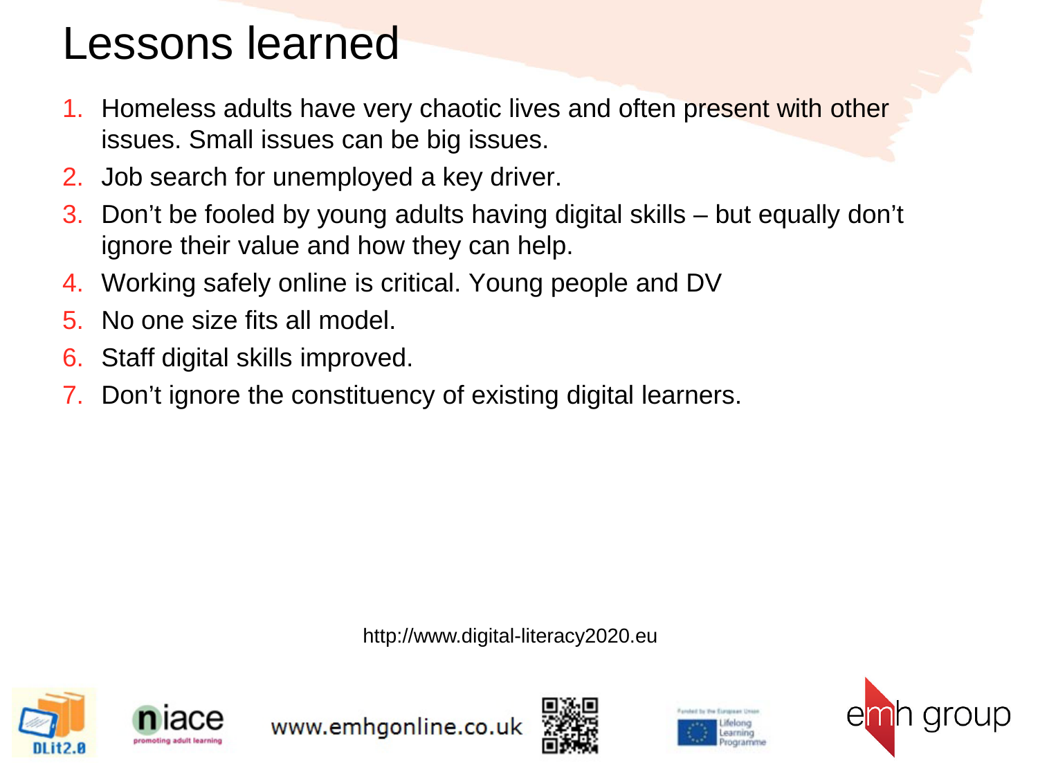# Lessons learned

1. Homeless adults have very chaotic lives and often present with other issues. Small issues can be big issues.
2. Job search for unemployed a key driver.
3. Don't be fooled by young adults having digital skills – but equally don't ignore their value and how they can help.
4. Working safely online is critical. Young people and DV
5. No one size fits all model.
6. Staff digital skills improved.
7. Don't ignore the constituency of existing digital learners.

http://www.digital-literacy2020.eu

www.emhgonline.co.uk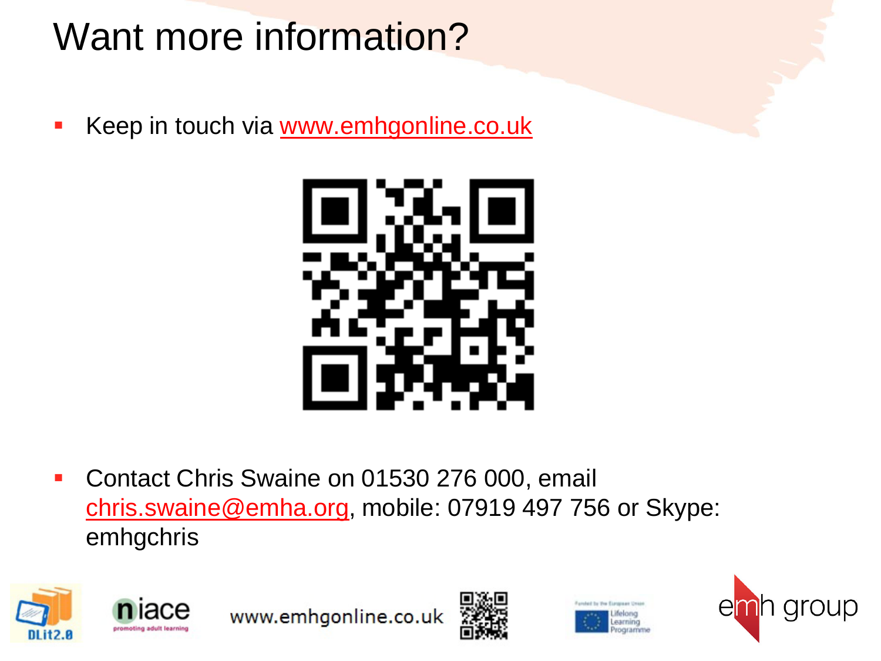# Want more information?

- Keep in touch via www.emhgonline.co.uk

- Contact Chris Swaine on 01530 276 000, email chris.swaine@emha.org, mobile: 07919 497 756 or Skype: emhgchris

www.emhgonline.co.uk